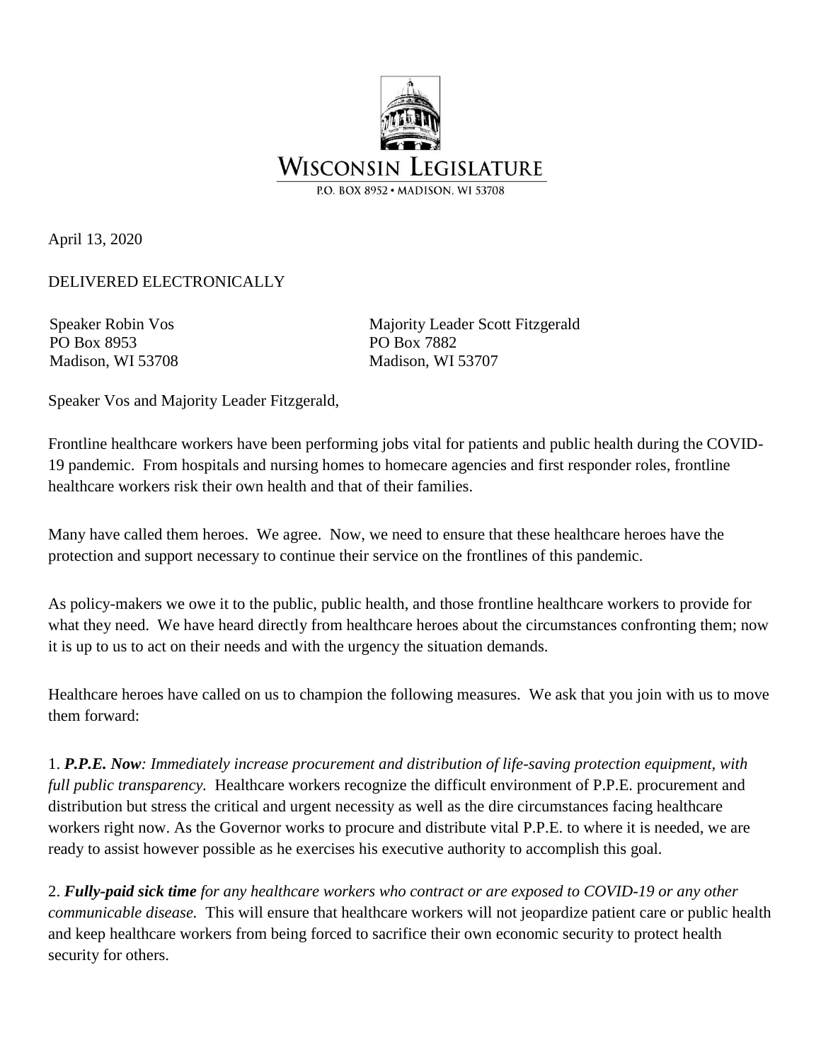# WISCONSIN LEGISLATURE

P.O. BOX 8952 • MADISON, WI 53708

April 13, 2020

DELIVERED ELECTRONICALLY

Speaker Robin Vos
PO Box 8953
Madison, WI 53708

Majority Leader Scott Fitzgerald
PO Box 7882
Madison, WI 53707

Speaker Vos and Majority Leader Fitzgerald,

Frontline healthcare workers have been performing jobs vital for patients and public health during the COVID-19 pandemic. From hospitals and nursing homes to homecare agencies and first responder roles, frontline healthcare workers risk their own health and that of their families.

Many have called them heroes. We agree. Now, we need to ensure that these healthcare heroes have the protection and support necessary to continue their service on the frontlines of this pandemic.

As policy-makers we owe it to the public, public health, and those frontline healthcare workers to provide for what they need. We have heard directly from healthcare heroes about the circumstances confronting them; now it is up to us to act on their needs and with the urgency the situation demands.

Healthcare heroes have called on us to champion the following measures. We ask that you join with us to move them forward:

1. ***P.P.E. Now****: Immediately increase procurement and distribution of life-saving protection equipment, with full public transparency.* Healthcare workers recognize the difficult environment of P.P.E. procurement and distribution but stress the critical and urgent necessity as well as the dire circumstances facing healthcare workers right now. As the Governor works to procure and distribute vital P.P.E. to where it is needed, we are ready to assist however possible as he exercises his executive authority to accomplish this goal.

2. ***Fully-paid sick time*** *for any healthcare workers who contract or are exposed to COVID-19 or any other communicable disease.* This will ensure that healthcare workers will not jeopardize patient care or public health and keep healthcare workers from being forced to sacrifice their own economic security to protect health security for others.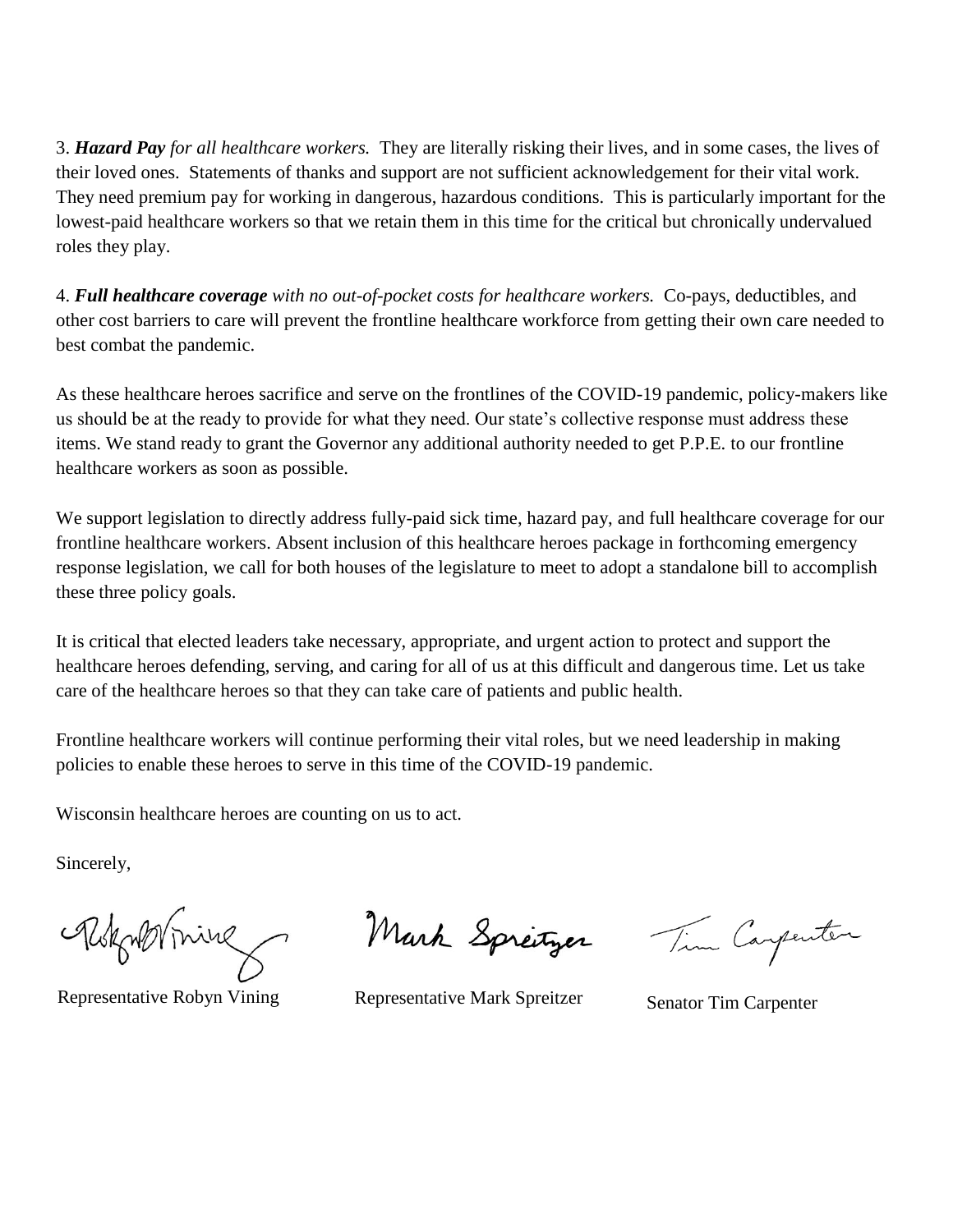3. ***Hazard Pay*** *for all healthcare workers.* They are literally risking their lives, and in some cases, the lives of their loved ones. Statements of thanks and support are not sufficient acknowledgement for their vital work. They need premium pay for working in dangerous, hazardous conditions. This is particularly important for the lowest-paid healthcare workers so that we retain them in this time for the critical but chronically undervalued roles they play.

4. ***Full healthcare coverage*** *with no out-of-pocket costs for healthcare workers.* Co-pays, deductibles, and other cost barriers to care will prevent the frontline healthcare workforce from getting their own care needed to best combat the pandemic.

As these healthcare heroes sacrifice and serve on the frontlines of the COVID-19 pandemic, policy-makers like us should be at the ready to provide for what they need. Our state's collective response must address these items. We stand ready to grant the Governor any additional authority needed to get P.P.E. to our frontline healthcare workers as soon as possible.

We support legislation to directly address fully-paid sick time, hazard pay, and full healthcare coverage for our frontline healthcare workers. Absent inclusion of this healthcare heroes package in forthcoming emergency response legislation, we call for both houses of the legislature to meet to adopt a standalone bill to accomplish these three policy goals.

It is critical that elected leaders take necessary, appropriate, and urgent action to protect and support the healthcare heroes defending, serving, and caring for all of us at this difficult and dangerous time. Let us take care of the healthcare heroes so that they can take care of patients and public health.

Frontline healthcare workers will continue performing their vital roles, but we need leadership in making policies to enable these heroes to serve in this time of the COVID-19 pandemic.

Wisconsin healthcare heroes are counting on us to act.

Sincerely,

Representative Robyn Vining

Representative Mark Spreitzer

Senator Tim Carpenter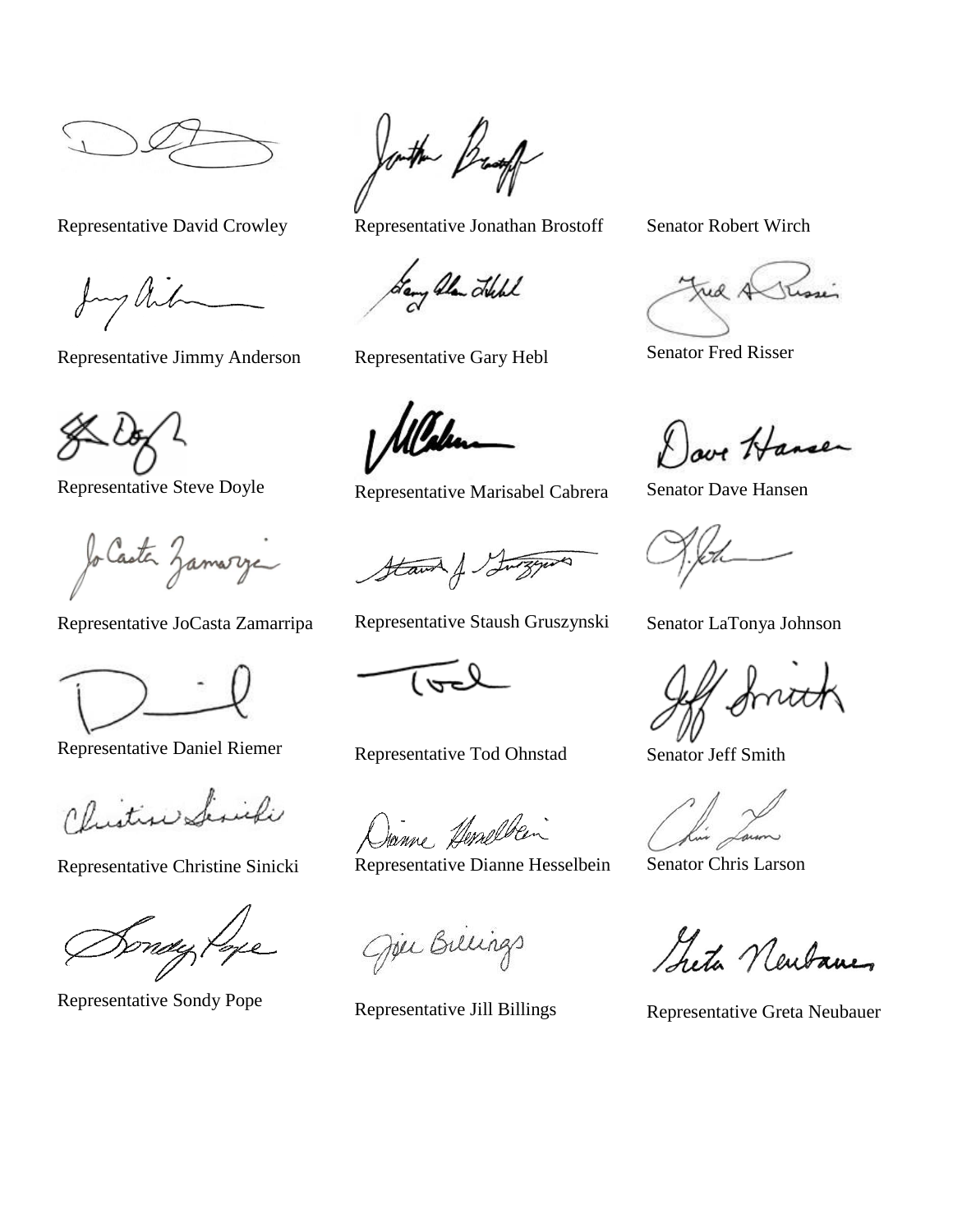Representative David Crowley

Representative Jonathan Brostoff

Senator Robert Wirch

Representative Jimmy Anderson

Representative Gary Hebl

Senator Fred Risser

Representative Steve Doyle

Representative Marisabel Cabrera

Senator Dave Hansen

Representative JoCasta Zamarripa

Representative Staush Gruszynski

Senator LaTonya Johnson

Representative Daniel Riemer

Representative Tod Ohnstad

Senator Jeff Smith

Representative Christine Sinicki

Representative Dianne Hesselbein

Senator Chris Larson

Representative Sondy Pope

Representative Jill Billings

Representative Greta Neubauer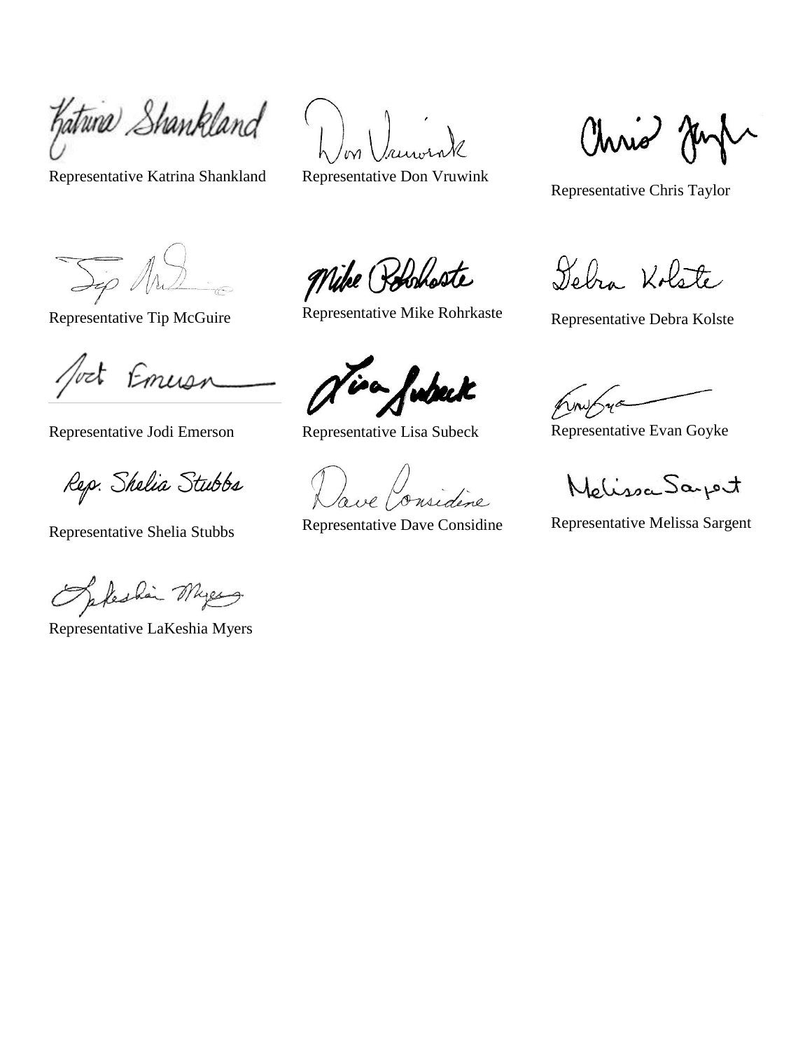Representative Katrina Shankland

Representative Don Vruwink

Representative Chris Taylor

Representative Tip McGuire

Representative Mike Rohrkaste

Representative Debra Kolste

Representative Jodi Emerson

Representative Lisa Subeck

Representative Evan Goyke

Rep. Shelia Stubbs

Representative Shelia Stubbs

Representative Dave Considine

Representative Melissa Sargent

Representative LaKeshia Myers